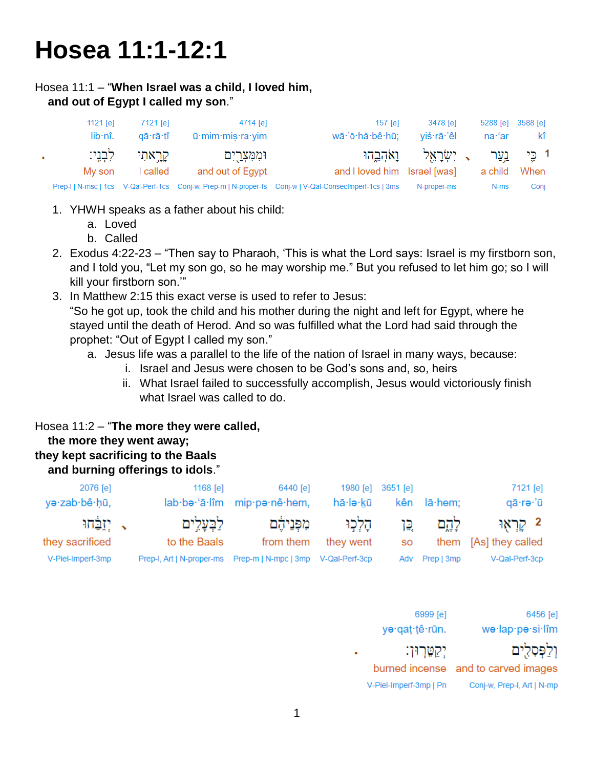# Hosea 11:1-12:1

Hosea 11:1 – "**When Israel was a child, I loved him,**
**and out of Egypt I called my son**."

| 1121 [e] | 7121 [e] | 4714 [e] | 157 [e] | 3478 [e] | 5288 [e] | 3588 [e] |
|---|---|---|---|---|---|---|
| liḇ·nî. | qā·rā·ṯî | ū·mim·miṣ·ra·yim | wā·’ō·hă·ḇê·hū; | yiś·rā·’êl | na·‘ar | kî |
| לִבְנִֽי׃ . | קָרָ֥אתִי | וּמִמִּצְרַ֖יִם | וָאֹהֲבֵ֑הוּ | יִשְׂרָאֵ֖ל ׀ | נַ֥עַר | כִּ֛י 1 |
| My son | I called | and out of Egypt | and I loved him | Israel [was] | a child | When |
| Prep-l \| N-msc \| 1cs | V-Qal-Perf-1cs | Conj-w, Prep-m \| N-proper-fs | Conj-w \| V-Qal-ConsecImperf-1cs \| 3ms | N-proper-ms | N-ms | Conj |

1. YHWH speaks as a father about his child:
    a. Loved
    b. Called
2. Exodus 4:22-23 – "Then say to Pharaoh, 'This is what the Lord says: Israel is my firstborn son, and I told you, "Let my son go, so he may worship me." But you refused to let him go; so I will kill your firstborn son.'"
3. In Matthew 2:15 this exact verse is used to refer to Jesus:
   "So he got up, took the child and his mother during the night and left for Egypt, where he stayed until the death of Herod. And so was fulfilled what the Lord had said through the prophet: "Out of Egypt I called my son."
    a. Jesus life was a parallel to the life of the nation of Israel in many ways, because:
        i. Israel and Jesus were chosen to be God's sons and, so, heirs
        ii. What Israel failed to successfully accomplish, Jesus would victoriously finish what Israel was called to do.

Hosea 11:2 – "**The more they were called,**
**the more they went away;**
**they kept sacrificing to the Baals**
**and burning offerings to idols**."

| 2076 [e] | 1168 [e] | 6440 [e] | 1980 [e] | 3651 [e] | | 7121 [e] |
|---|---|---|---|---|---|---|
| yə·zab·bê·ḥū, | lab·bə·‘ā·lîm | mip·pə·nê·hem, | hā·lə·ḵū | kên | lā·hem; | qā·rə·’ū |
| יְזַבֵּ֔חוּ ׀ | לַבְּעָלִ֣ים | מִפְּנֵיהֶ֑ם | הָלְכ֖וּ | כֵּ֥ן | לָהֶ֔ם | קָרְא֣וּ 2 |
| they sacrificed | to the Baals | from them | they went | so | them | [As] they called |
| V-Piel-Imperf-3mp | Prep-l, Art \| N-proper-ms | Prep-m \| N-mpc \| 3mp | V-Qal-Perf-3cp | Adv | Prep \| 3mp | V-Qal-Perf-3cp |

| 6999 [e] | 6456 [e] |
|---|---|
| yə·qaṭ·ṭê·rūn. | wə·lap·pə·si·lîm |
| יְקַטֵּרֽוּן׃ . | וְלַפְּסִלִ֖ים |
| burned incense | and to carved images |
| V-Piel-Imperf-3mp \| Pn | Conj-w, Prep-l, Art \| N-mp |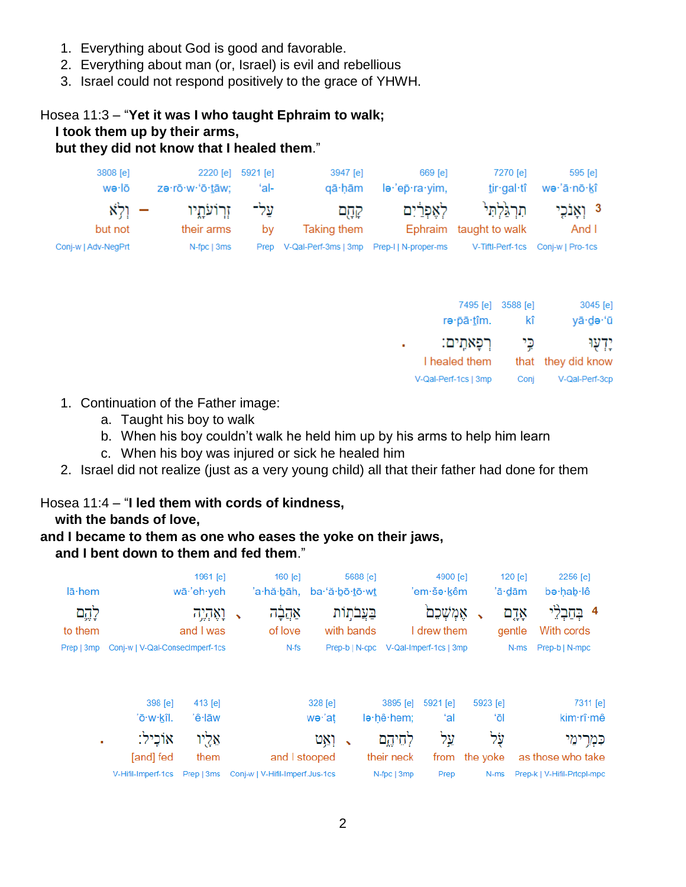1. Everything about God is good and favorable.
2. Everything about man (or, Israel) is evil and rebellious
3. Israel could not respond positively to the grace of YHWH.

Hosea 11:3 – "**Yet it was I who taught Ephraim to walk;**
**I took them up by their arms,**
**but they did not know that I healed them**."

| 3808 [e] | | 2220 [e] | 5921 [e] | 3947 [e] | 669 [e] | 7270 [e] | 595 [e] |
|---|---|---|---|---|---|---|---|
| wə·lō | | zə·rō·w·'ō·ṯāw; | 'al- | qā·ḥām | lə·'ep̄·ra·yim, | ṯir·gal·tî | wə·'ā·nō·ḵî |
| וְלֹ֥א | – | זְרֹ֣ועֹתָ֑יו | עַל־ | קָחָ֖ם | לְאֶפְרַ֔יִם | תִרְגַּ֣לְתִּי | 3 וְאָנֹכִ֤י |
| but not | | their arms | by | Taking them | Ephraim | taught to walk | And I |
| Conj-w \| Adv-NegPrt | | N-fpc \| 3ms | Prep | V-Qal-Perf-3ms \| 3mp | Prep-l \| N-proper-ms | V-Tiftl-Perf-1cs | Conj-w \| Pro-1cs |

| | 7495 [e] | 3588 [e] | 3045 [e] |
|---|---|---|---|
| | rə·p̄ā·ṯîm. | kî | yā·ḏə·'ū |
| . | רְפָאתִֽים׃ | כִּ֥י | יָדְע֖וּ |
| | I healed them | that | they did know |
| | V-Qal-Perf-1cs \| 3mp | Conj | V-Qal-Perf-3cp |

1. Continuation of the Father image:
   a. Taught his boy to walk
   b. When his boy couldn't walk he held him up by his arms to help him learn
   c. When his boy was injured or sick he healed him
2. Israel did not realize (just as a very young child) all that their father had done for them

Hosea 11:4 – "**I led them with cords of kindness,**
**with the bands of love,**
**and I became to them as one who eases the yoke on their jaws,**
**and I bent down to them and fed them**."

| | 1961 [e] | | 160 [e] | 5688 [e] | 4900 [e] | | 120 [e] | 2256 [e] |
|---|---|---|---|---|---|---|---|---|
| lā·hem | wā·'eh·yeh | | 'a·hă·ḇāh, | ba·'ă·ḇō·ṯō·wṯ | 'em·šə·ḵêm | | 'ā·ḏām | bə·ḥaḇ·lê |
| לָהֶ֔ם | וָאֶהְיֶ֥ה | ، | אַהֲבָ֔ה | בַּעֲבֹתֹ֣ות | אֶמְשְׁכֵ֜ם | ، | אָדָ֨ם | 4 בְּחַבְלֵ֨י |
| to them | and I was | | of love | with bands | I drew them | | gentle | With cords |
| Prep \| 3mp | Conj-w \| V-Qal-ConsecImperf-1cs | | N-fs | Prep-b \| N-cpc | V-Qal-Imperf-1cs \| 3mp | | N-ms | Prep-b \| N-mpc |

| | 398 [e] | 413 [e] | 328 [e] | | 3895 [e] | 5921 [e] | 5923 [e] | 7311 [e] |
|---|---|---|---|---|---|---|---|---|
| | 'ō·w·ḵîl. | 'ê·lāw | wə·'aṭ | | lə·ḥê·hem; | 'al | 'ōl | kim·rî·mê |
| . | אֹוכִֽיל׃ | אֵלָ֖יו | וְאַ֥ט | ، | לְחֵיהֶ֑ם | עַ֣ל | עֹ֖ל | כִּמְרִ֥ימֵי |
| | [and] fed | them | and I stooped | | their neck | from | the yoke | as those who take |
| | V-Hifil-Imperf-1cs | Prep \| 3ms | Conj-w \| V-Hifil-ImperfJus-1cs | | N-fpc \| 3mp | Prep | N-ms | Prep-k \| V-Hifil-Prtcpl-mpc |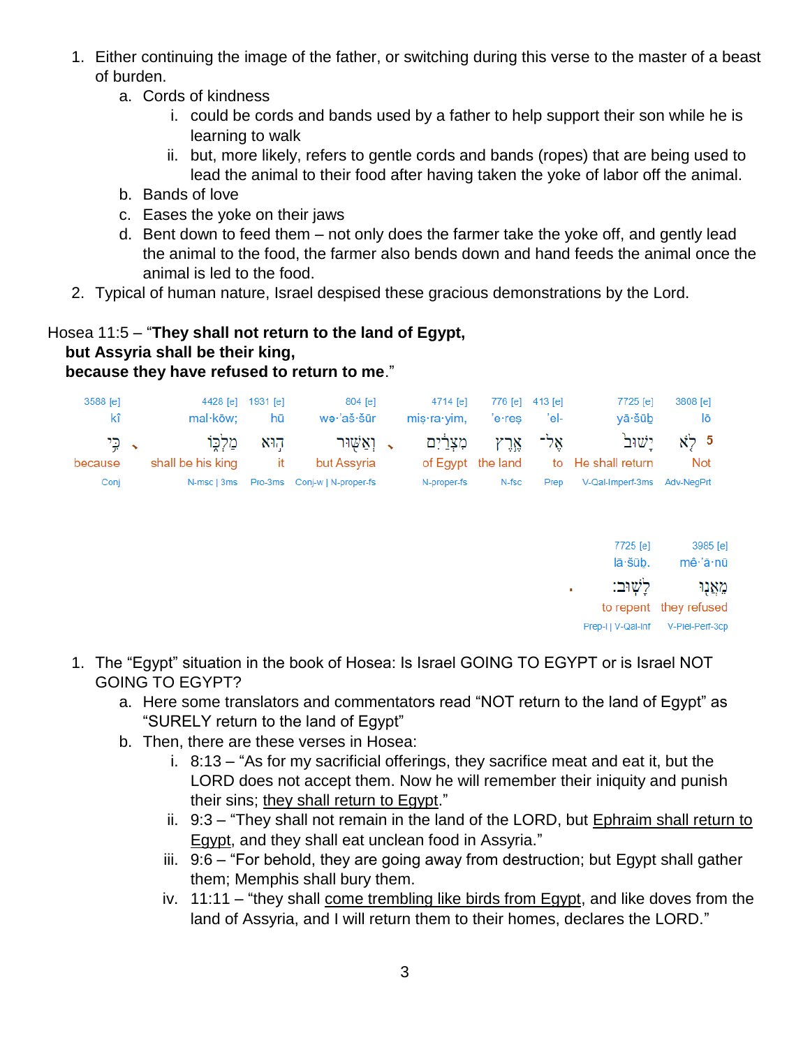1. Either continuing the image of the father, or switching during this verse to the master of a beast of burden.
    a. Cords of kindness
        i. could be cords and bands used by a father to help support their son while he is learning to walk
        ii. but, more likely, refers to gentle cords and bands (ropes) that are being used to lead the animal to their food after having taken the yoke of labor off the animal.
    b. Bands of love
    c. Eases the yoke on their jaws
    d. Bent down to feed them – not only does the farmer take the yoke off, and gently lead the animal to the food, the farmer also bends down and hand feeds the animal once the animal is led to the food.
2. Typical of human nature, Israel despised these gracious demonstrations by the Lord.

Hosea 11:5 – "**They shall not return to the land of Egypt,**
**but Assyria shall be their king,**
**because they have refused to return to me**."

| 3588 [e] | 4428 [e] | 1931 [e] | 804 [e] | 4714 [e] | 776 [e] | 413 [e] | 7725 [e] | 3808 [e] |
|---|---|---|---|---|---|---|---|---|
| kî | mal·kōw; | hū | wə·’aš·šūr | miṣ·ra·yim, | ’e·reṣ | ’el- | yā·šūḇ | lō |
| כִּ֣י | מַלְכּ֑וֹ | ה֣וּא | וְאַשּׁ֣וּר | מִצְרַ֔יִם | אֶ֣רֶץ | אֶל־ | יָשׁוּב֙ | לֹ֤א 5 |
| because | shall be his king | it | but Assyria | of Egypt | the land | to | He shall return | Not |
| Conj | N-msc \| 3ms | Pro-3ms | Conj-w \| N-proper-fs | N-proper-fs | N-fsc | Prep | V-Qal-Imperf-3ms | Adv-NegPrt |

| 7725 [e] | 3985 [e] |
|---|---|
| lā·šūḇ. | mê·’ă·nū |
| לָשֽׁוּב׃ | מֵאֲנ֖וּ |
| to repent | they refused |
| Prep-l \| V-Qal-Inf | V-Piel-Perf-3cp |

1. The "Egypt" situation in the book of Hosea: Is Israel GOING TO EGYPT or is Israel NOT GOING TO EGYPT?
    a. Here some translators and commentators read "NOT return to the land of Egypt" as "SURELY return to the land of Egypt"
    b. Then, there are these verses in Hosea:
        i. 8:13 – "As for my sacrificial offerings, they sacrifice meat and eat it, but the LORD does not accept them. Now he will remember their iniquity and punish their sins; <u>they shall return to Egypt</u>."
        ii. 9:3 – "They shall not remain in the land of the LORD, but <u>Ephraim shall return to Egypt</u>, and they shall eat unclean food in Assyria."
        iii. 9:6 – "For behold, they are going away from destruction; but Egypt shall gather them; Memphis shall bury them.
        iv. 11:11 – "they shall <u>come trembling like birds from Egypt</u>, and like doves from the land of Assyria, and I will return them to their homes, declares the LORD."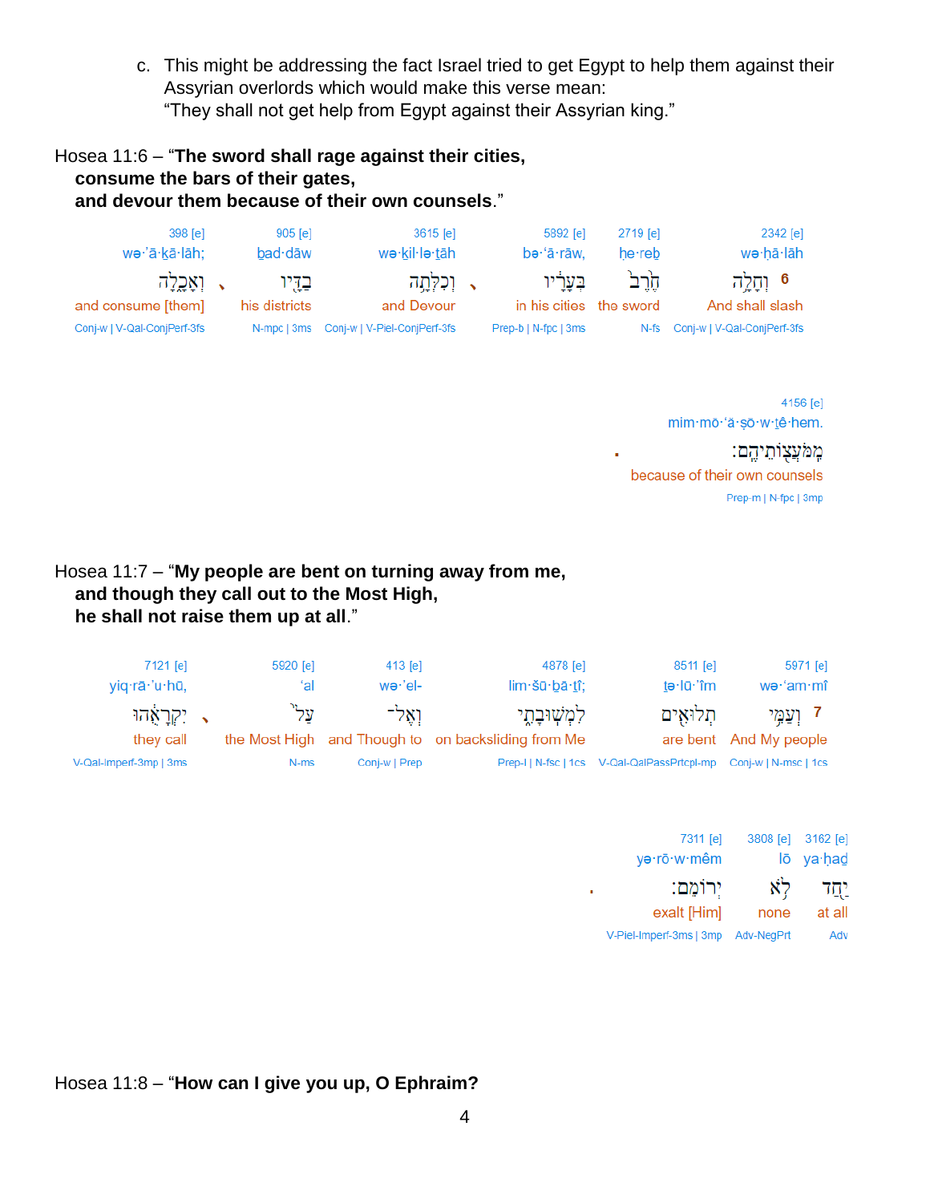c. This might be addressing the fact Israel tried to get Egypt to help them against their Assyrian overlords which would make this verse mean:
"They shall not get help from Egypt against their Assyrian king."

Hosea 11:6 – "**The sword shall rage against their cities,**
**consume the bars of their gates,**
**and devour them because of their own counsels**."

| 398 [e] | 905 [e] | 3615 [e] | 5892 [e] | 2719 [e] | 2342 [e] |
|---|---|---|---|---|---|
| wə·'ā·ḵā·lāh; | bad·dāw | wə·ḵil·lə·ṯāh | bə·'ā·rāw, | ḥe·reḇ | wə·ḥā·lāh |
| וְאָכָ֑לָה ׀ | בַדָּ֖יו | וְכִלְּתָ֥ה ׀ | בְּעָרָ֔יו | חֶ֙רֶב֙ | 6 וְחָלָ֥ה |
| and consume [them] | his districts | and Devour | in his cities | the sword | And shall slash |
| Conj-w \| V-Qal-ConjPerf-3fs | N-mpc \| 3ms | Conj-w \| V-Piel-ConjPerf-3fs | Prep-b \| N-fpc \| 3ms | N-fs | Conj-w \| V-Qal-ConjPerf-3fs |

| 4156 [e] |
|---|
| mim·mō·'ă·ṣō·w·ṯê·hem. |
| מִֽמֹּעֲצֽוֹתֵיהֶֽם׃ . |
| because of their own counsels |
| Prep-m \| N-fpc \| 3mp |

Hosea 11:7 – "**My people are bent on turning away from me,**
**and though they call out to the Most High,**
**he shall not raise them up at all**."

| 7121 [e] | 5920 [e] | 413 [e] | 4878 [e] | 8511 [e] | 5971 [e] |
|---|---|---|---|---|---|
| yiq·rā·'u·hū, | 'al | wə·'el- | lim·šū·ḇā·ṯî; | ṯə·lū·'îm | wə·'am·mî |
| יִקְרָאֻ֔הוּ ׀ | עַל֙ | וְאֶל־ | לִמְשֽׁוּבָתִ֑י | תְלוּאִ֖ים | 7 וְעַמִּ֥י |
| they call | the Most High | and Though to | on backsliding from Me | are bent | And My people |
| V-Qal-Imperf-3mp \| 3ms | N-ms | Conj-w \| Prep | Prep-l \| N-fsc \| 1cs | V-Qal-QalPassPrtcpl-mp | Conj-w \| N-msc \| 1cs |

| 7311 [e] | 3808 [e] | 3162 [e] |
|---|---|---|
| yə·rō·w·mêm | lō | ya·ḥaḏ |
| יְרוֹמֵֽם׃ . | לֹ֥א | יַ֖חַד |
| exalt [Him] | none | at all |
| V-Piel-Imperf-3ms \| 3mp | Adv-NegPrt | Adv |

Hosea 11:8 – "**How can I give you up, O Ephraim?**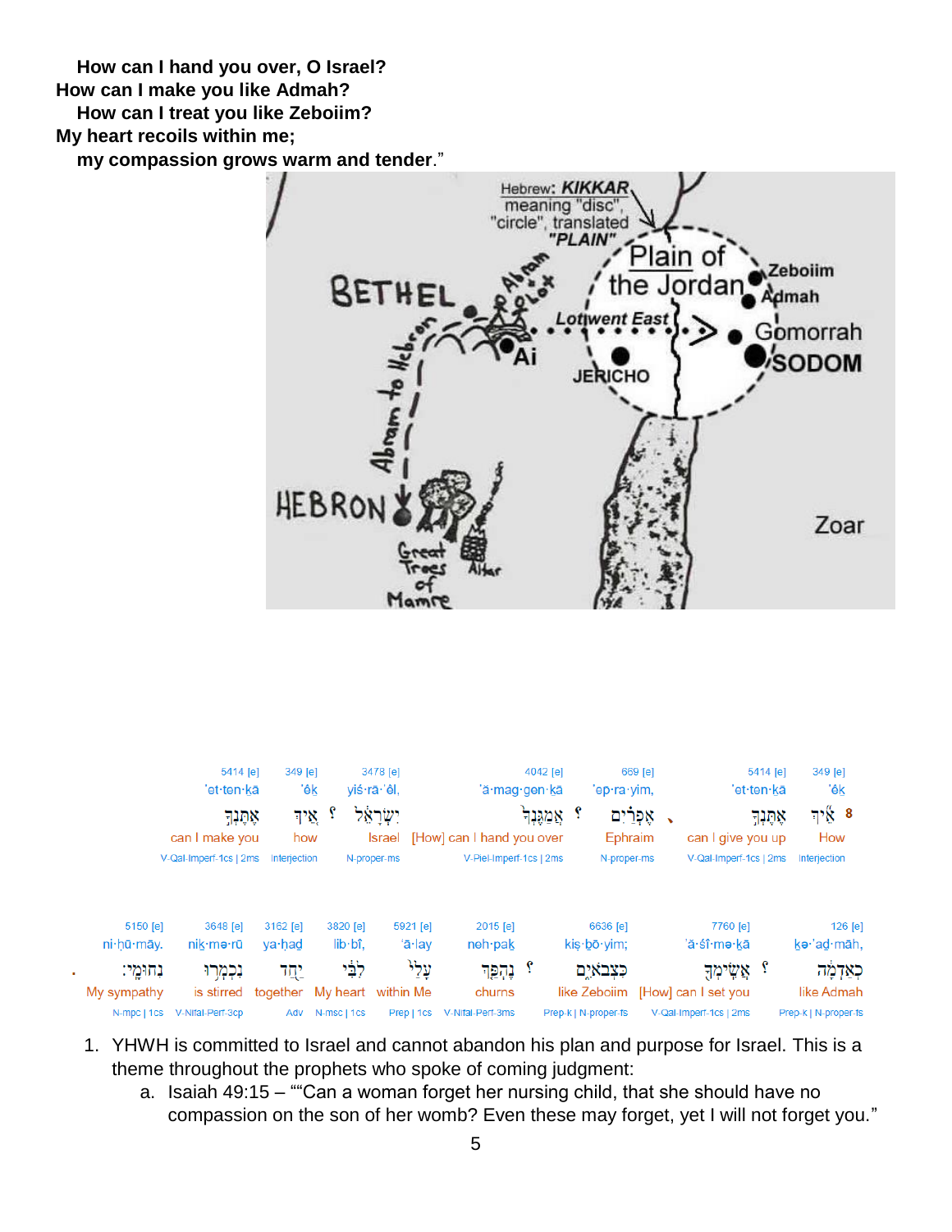**How can I hand you over, O Israel?**
**How can I make you like Admah?**
**How can I treat you like Zeboiim?**
**My heart recoils within me;**
**my compassion grows warm and tender**."

| 349 [e] | 5414 [e] | 669 [e] | 4042 [e] | 3478 [e] | 349 [e] | 5414 [e] |
|---|---|---|---|---|---|---|
| 'êḵ | 'et·ten·ḵā | 'ep·ra·yim, | 'ă·mag·gen·ḵā | yiś·rā·'êl, | 'êḵ | 'et·ten·ḵā |
| 8 אֵ֣יךְ | אֶתֶּנְךָ֞ | אֶפְרַ֗יִם | אֲמַגֶּנְךָ֙ | יִשְׂרָאֵ֔ל | אֵ֚יךְ | אֶתֶּנְךָ֣ |
| How | can I give you up | Ephraim | [How] can I hand you over | Israel | how | can I make you |
| Interjection | V-Qal-Imperf-1cs \| 2ms | N-proper-ms | V-Piel-Imperf-1cs \| 2ms | N-proper-ms | Interjection | V-Qal-Imperf-1cs \| 2ms |

| 126 [e] | 7760 [e] | 6636 [e] | 2015 [e] | 5921 [e] | 3820 [e] | 3162 [e] | 3648 [e] | 5150 [e] |
|---|---|---|---|---|---|---|---|---|
| kə·'ad·māh, | 'ă·śî·mə·ḵā | kiṣ·ḇō·yim; | neh·paḵ | 'ā·lay | lib·bî, | ya·ḥaḏ | niḵ·mə·rū | ni·ḥū·māy. |
| כְאַדְמָ֔ה | אֲשִֽׂימְךָ֖ | כִּצְבֹאיִ֑ם | נֶהְפַּ֤ךְ | עָלַי֙ | לִבִּ֔י | יַ֖חַד | נִכְמְר֥וּ | נִחוּמָֽי׃ |
| like Admah | [How] can I set you | like Zeboiim | churns | within Me | My heart | together | is stirred | My sympathy |
| Prep-k \| N-proper-fs | V-Qal-Imperf-1cs \| 2ms | Prep-k \| N-proper-fs | V-Nifal-Perf-3ms | Prep \| 1cs | N-msc \| 1cs | Adv | V-Nifal-Perf-3cp | N-mpc \| 1cs |

1. YHWH is committed to Israel and cannot abandon his plan and purpose for Israel. This is a theme throughout the prophets who spoke of coming judgment:
   a. Isaiah 49:15 – ""Can a woman forget her nursing child, that she should have no compassion on the son of her womb? Even these may forget, yet I will not forget you."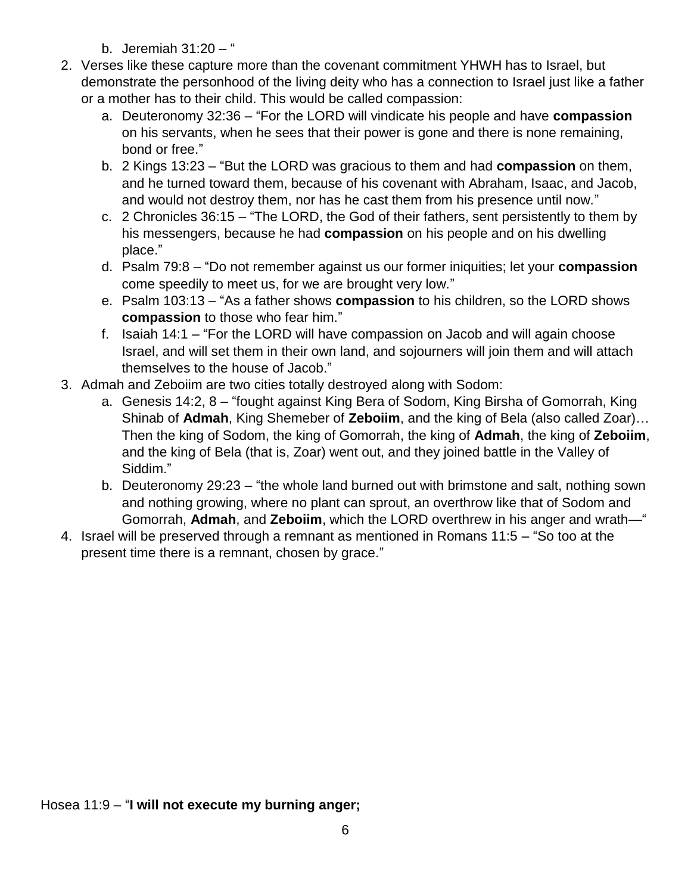b. Jeremiah 31:20 – "

2. Verses like these capture more than the covenant commitment YHWH has to Israel, but demonstrate the personhood of the living deity who has a connection to Israel just like a father or a mother has to their child. This would be called compassion:
   a. Deuteronomy 32:36 – "For the LORD will vindicate his people and have **compassion** on his servants, when he sees that their power is gone and there is none remaining, bond or free."
   b. 2 Kings 13:23 – "But the LORD was gracious to them and had **compassion** on them, and he turned toward them, because of his covenant with Abraham, Isaac, and Jacob, and would not destroy them, nor has he cast them from his presence until now."
   c. 2 Chronicles 36:15 – "The LORD, the God of their fathers, sent persistently to them by his messengers, because he had **compassion** on his people and on his dwelling place."
   d. Psalm 79:8 – "Do not remember against us our former iniquities; let your **compassion** come speedily to meet us, for we are brought very low."
   e. Psalm 103:13 – "As a father shows **compassion** to his children, so the LORD shows **compassion** to those who fear him."
   f. Isaiah 14:1 – "For the LORD will have compassion on Jacob and will again choose Israel, and will set them in their own land, and sojourners will join them and will attach themselves to the house of Jacob."

3. Admah and Zeboiim are two cities totally destroyed along with Sodom:
   a. Genesis 14:2, 8 – "fought against King Bera of Sodom, King Birsha of Gomorrah, King Shinab of **Admah**, King Shemeber of **Zeboiim**, and the king of Bela (also called Zoar)… Then the king of Sodom, the king of Gomorrah, the king of **Admah**, the king of **Zeboiim**, and the king of Bela (that is, Zoar) went out, and they joined battle in the Valley of Siddim."
   b. Deuteronomy 29:23 – "the whole land burned out with brimstone and salt, nothing sown and nothing growing, where no plant can sprout, an overthrow like that of Sodom and Gomorrah, **Admah**, and **Zeboiim**, which the LORD overthrew in his anger and wrath—"

4. Israel will be preserved through a remnant as mentioned in Romans 11:5 – "So too at the present time there is a remnant, chosen by grace."

Hosea 11:9 – "**I will not execute my burning anger;**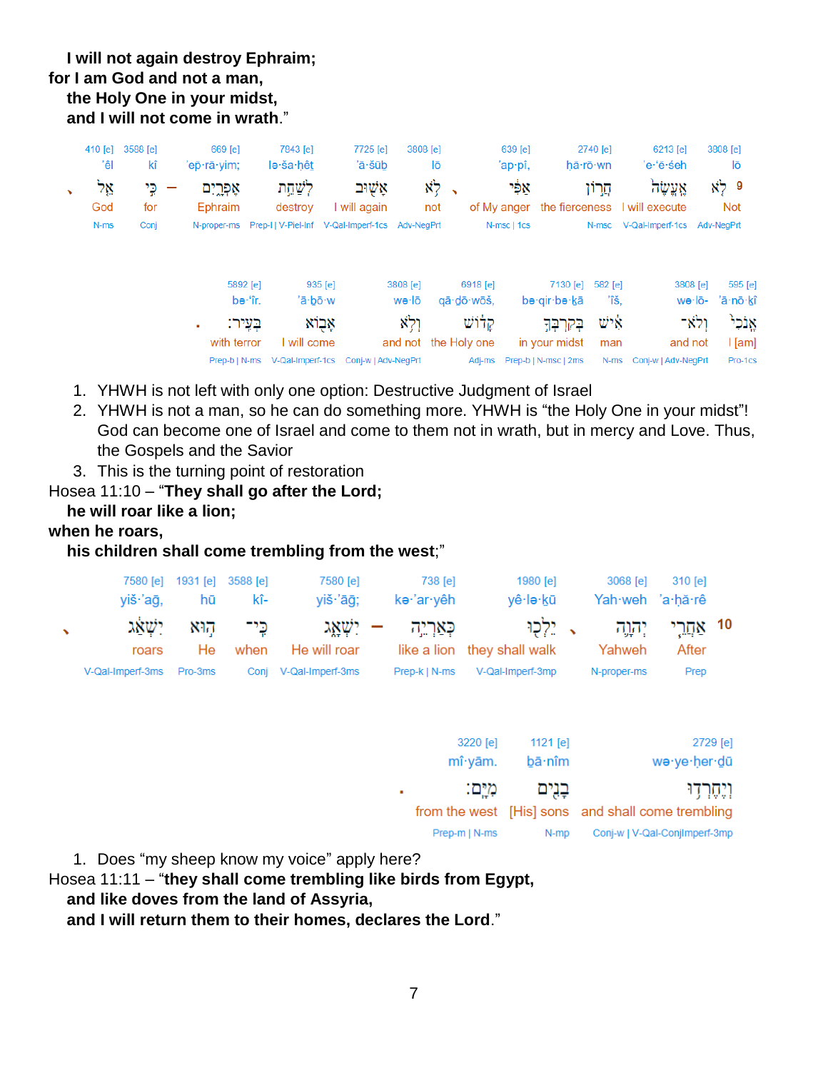**I will not again destroy Ephraim;**
**for I am God and not a man,**
**the Holy One in your midst,**
**and I will not come in wrath**."

| 410 [e] | 3588 [e] | 669 [e] | 7843 [e] | 7725 [e] | 3808 [e] | 639 [e] | 2740 [e] | 6213 [e] | 3808 [e] |
|---|---|---|---|---|---|---|---|---|---|
| 'êl | kî | 'ep̄·rā·yim; | lə·ša·ḥêṯ | 'ā·šūḇ | lō | 'ap·pî, | ḥă·rō·wn | 'e·'ĕ·śeh | lō |
| אֵ֖ל | כִּ֣י | אֶפְרָ֑יִם | לְשַׁחֵ֣ת | אָשׁ֖וּב | לֹ֥א | אַפִּ֔י | חֲר֣וֹן | אֶֽעֱשֶׂה֙ | 9 לֹ֤א |
| God | for | Ephraim | destroy | I will again | not | of My anger | the fierceness | I will execute | Not |
| N-ms | Conj | N-proper-ms | Prep-l \| V-Piel-Inf | V-Qal-Imperf-1cs | Adv-NegPrt | N-msc \| 1cs | N-msc | V-Qal-Imperf-1cs | Adv-NegPrt |

| 5892 [e] | 935 [e] | 3808 [e] | 6918 [e] | 7130 [e] | 582 [e] | 3808 [e] | 595 [e] |
|---|---|---|---|---|---|---|---|
| bə·'îr. | 'ā·ḇō·w | wə·lō | qā·ḏō·wōš, | bə·qir·bə·ḵā | 'îš, | wə·lō- | 'ā·nō·ḵî |
| בְּעִֽיר׃ | אָב֖וֹא | וְלֹ֥א | קָד֔וֹשׁ | בְקִרְבְּךָ֣ | אִ֔ישׁ | וְלֹא־ | אָנֹכִ֙י |
| with terror | I will come | and not | the Holy one | in your midst | man | and not | I [am] |
| Prep-b \| N-ms | V-Qal-Imperf-1cs | Conj-w \| Adv-NegPrt | Adj-ms | Prep-b \| N-msc \| 2ms | N-ms | Conj-w \| Adv-NegPrt | Pro-1cs |

1. YHWH is not left with only one option: Destructive Judgment of Israel
2. YHWH is not a man, so he can do something more. YHWH is "the Holy One in your midst"! God can become one of Israel and come to them not in wrath, but in mercy and Love. Thus, the Gospels and the Savior
3. This is the turning point of restoration

Hosea 11:10 – "**They shall go after the Lord;**
**he will roar like a lion;**
**when he roars,**
**his children shall come trembling from the west**;"

| 7580 [e] | 1931 [e] | 3588 [e] | 7580 [e] | 738 [e] | 1980 [e] | 3068 [e] | 310 [e] |
|---|---|---|---|---|---|---|---|
| yiš·'aḡ, | hū | kî- | yiš·'āḡ; | kə·'ar·yêh | yê·lə·ḵū | Yah·weh | 'a·ḥă·rê |
| יִשְׁאַ֔ג | ה֣וּא | כִּֽי־ | יִשְׁאָ֑ג | כְּאַרְיֵ֣ה | יֵלְכ֖וּ | יְהוָ֛ה | 10 אַחֲרֵ֧י |
| roars | He | when | He will roar | like a lion | they shall walk | Yahweh | After |
| V-Qal-Imperf-3ms | Pro-3ms | Conj | V-Qal-Imperf-3ms | Prep-k \| N-ms | V-Qal-Imperf-3mp | N-proper-ms | Prep |

| 3220 [e] | 1121 [e] | 2729 [e] |
|---|---|---|
| mî·yām. | bā·nîm | wə·ye·ḥer·dū |
| מִיָּֽם׃ | בָנִ֖ים | וְיֶחֶרְד֥וּ |
| from the west | [His] sons | and shall come trembling |
| Prep-m \| N-ms | N-mp | Conj-w \| V-Qal-ConjImperf-3mp |

1. Does "my sheep know my voice" apply here?

Hosea 11:11 – "**they shall come trembling like birds from Egypt,**
**and like doves from the land of Assyria,**
**and I will return them to their homes, declares the Lord**."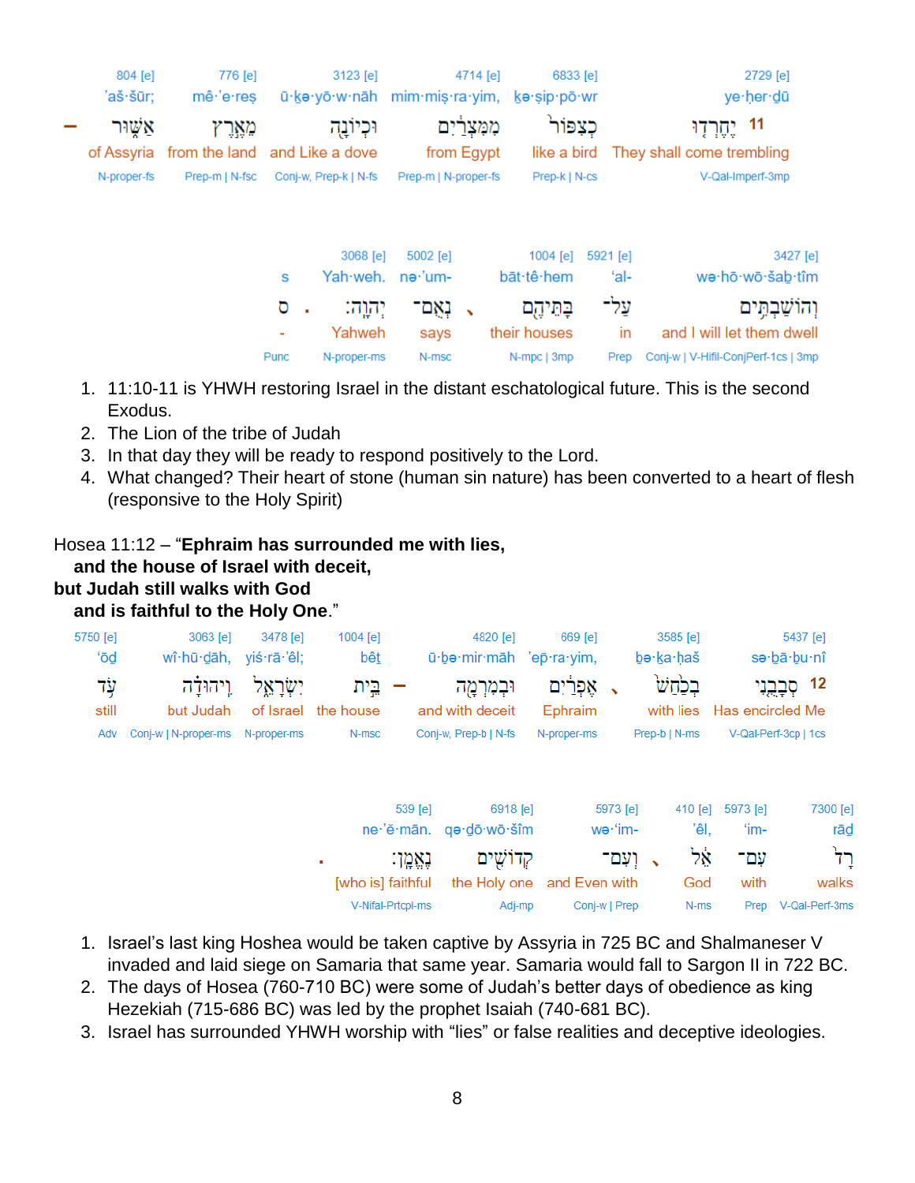| 804 [e] | 776 [e] | 3123 [e] | 4714 [e] | 6833 [e] | 2729 [e] |
|---|---|---|---|---|---|
| ’aš·šūr; | mê·’e·reṣ | ū·ḵə·yō·w·nāh | mim·miṣ·ra·yim, | kə·ṣip·pō·wr | ye·ḥer·dū |
| – אַשּׁ֑וּר | מֵאֶ֣רֶץ | וּכְיוֹנָ֖ה | מִמִּצְרַ֔יִם | כְצִפּוֹר֙ | 11 יֶחֶרְד֤וּ |
| of Assyria | from the land | and Like a dove | from Egypt | like a bird | They shall come trembling |
| N-proper-fs | Prep-m \| N-fsc | Conj-w, Prep-k \| N-fs | Prep-m \| N-proper-fs | Prep-k \| N-cs | V-Qal-Imperf-3mp |

| | 3068 [e] | 5002 [e] | 1004 [e] | 5921 [e] | 3427 [e] |
|---|---|---|---|---|---|
| s | Yah·weh. | nə·’um- | bāt·tê·hem | ‘al- | wə·hō·wō·šaḇ·tîm |
| ס . | יְהוָֽה׃ | נְאֻם־ | בָּתֵּיהֶ֖ם | עַל־ | וְהוֹשַׁבְתִּ֥ים |
| - | Yahweh | says | their houses | in | and I will let them dwell |
| Punc | N-proper-ms | N-msc | N-mpc \| 3mp | Prep | Conj-w \| V-Hifil-ConjPerf-1cs \| 3mp |

1. 11:10-11 is YHWH restoring Israel in the distant eschatological future. This is the second Exodus.
2. The Lion of the tribe of Judah
3. In that day they will be ready to respond positively to the Lord.
4. What changed? Their heart of stone (human sin nature) has been converted to a heart of flesh (responsive to the Holy Spirit)

Hosea 11:12 – “**Ephraim has surrounded me with lies,**
**and the house of Israel with deceit,**
**but Judah still walks with God**
**and is faithful to the Holy One**.”

| 5750 [e] | 3063 [e] | 3478 [e] | 1004 [e] | 4820 [e] | 669 [e] | 3585 [e] | 5437 [e] |
|---|---|---|---|---|---|---|---|
| ‘ōḏ | wî·hū·ḏāh, | yiś·rā·’êl; | bêṯ | ū·ḇə·mir·māh | ’ep̄·ra·yim, | ḇə·ḵa·ḥaš | sə·ḇā·ḇu·nî |
| עֹ֥ד | וִֽיהוּדָ֗ה | יִשְׂרָאֵ֑ל | – בֵּ֣ית | וּבְמִרְמָ֖ה | אֶפְרַ֔יִם | בְכַחַשׁ֙ | 12 סְבָבֻ֤נִי |
| still | but Judah | of Israel | the house | and with deceit | Ephraim | with lies | Has encircled Me |
| Adv | Conj-w \| N-proper-ms | N-proper-ms | N-msc | Conj-w, Prep-b \| N-fs | N-proper-ms | Prep-b \| N-ms | V-Qal-Perf-3cp \| 1cs |

| | 539 [e] | 6918 [e] | 5973 [e] | 410 [e] | 5973 [e] | 7300 [e] |
|---|---|---|---|---|---|---|
| | ne·’ĕ·mān. | qə·ḏō·wō·šîm | wə·‘im- | ’êl, | ‘im- | rāḏ |
| . | נֶאֱמָֽן׃ | קְדוֹשִׁ֖ים | וְעִם־ | אֵ֔ל | עִם־ | רָד֙ |
| | [who is] faithful | the Holy one | and Even with | God | with | walks |
| | V-Nifal-Prtcpl-ms | Adj-mp | Conj-w \| Prep | N-ms | Prep | V-Qal-Perf-3ms |

1. Israel’s last king Hoshea would be taken captive by Assyria in 725 BC and Shalmaneser V invaded and laid siege on Samaria that same year. Samaria would fall to Sargon II in 722 BC.
2. The days of Hosea (760-710 BC) were some of Judah’s better days of obedience as king Hezekiah (715-686 BC) was led by the prophet Isaiah (740-681 BC).
3. Israel has surrounded YHWH worship with “lies” or false realities and deceptive ideologies.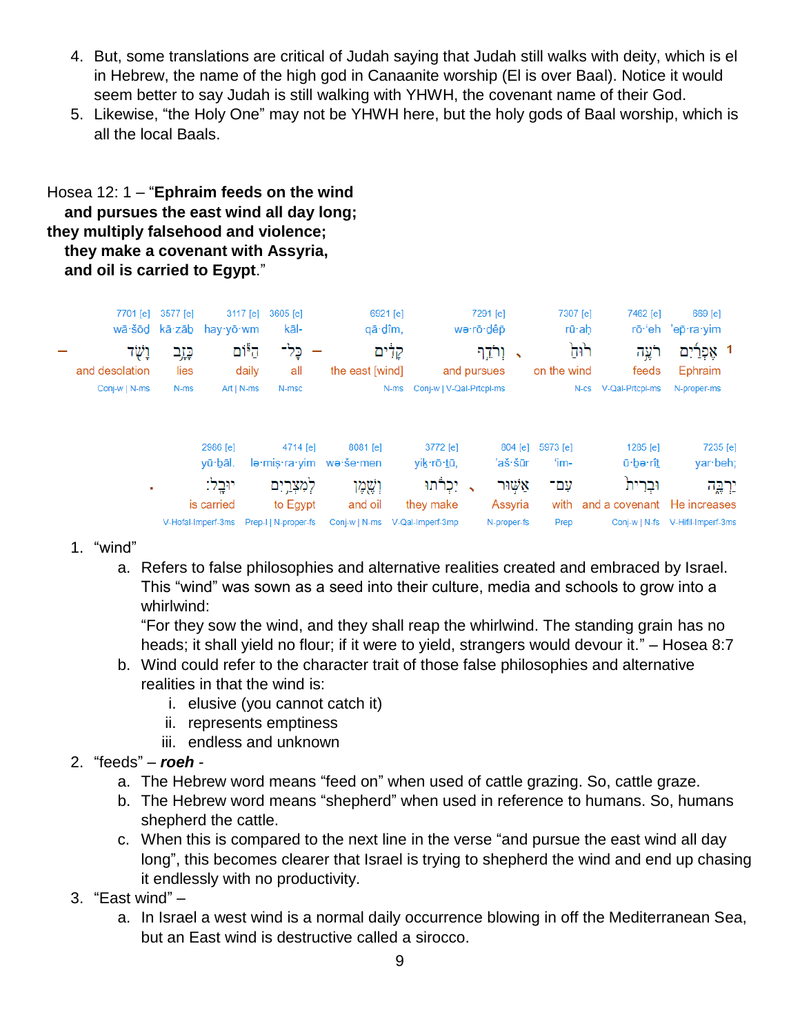4. But, some translations are critical of Judah saying that Judah still walks with deity, which is el in Hebrew, the name of the high god in Canaanite worship (El is over Baal). Notice it would seem better to say Judah is still walking with YHWH, the covenant name of their God.
5. Likewise, “the Holy One” may not be YHWH here, but the holy gods of Baal worship, which is all the local Baals.

Hosea 12: 1 – “**Ephraim feeds on the wind**
**and pursues the east wind all day long;**
**they multiply falsehood and violence;**
**they make a covenant with Assyria,**
**and oil is carried to Egypt**.”

| 7701 [e] | 3577 [e] | 3117 [e] | 3605 [e] | 6921 [e] | 7291 [e] | 7307 [e] | 7462 [e] | 669 [e] |
|---|---|---|---|---|---|---|---|---|
| wā·šōḏ | kā·zāḇ | hay·yō·wm | kāl- | qā·ḏîm, | wə·rō·ḏêp̄ | rū·aḥ | rō·‘eh | ’ep̄·ra·yim |
| – וָשֹׁ֖ד | כָּזָ֥ב | הַיּ֔וֹם | כָּל־ – | קָדִ֔ים | וְרֹדֵ֣ף ، | ר֙וּחַ֙ | רֹעֶ֥ה | אֶפְרַ֜יִם 1 |
| and desolation | lies | daily | all | the east [wind] | and pursues | on the wind | feeds | Ephraim |
| Conj-w \| N-ms | N-ms | Art \| N-ms | N-msc | N-ms | Conj-w \| V-Qal-Prtcpl-ms | N-cs | V-Qal-Prtcpl-ms | N-proper-ms |

| 2986 [e] | 4714 [e] | 8081 [e] | 3772 [e] | 804 [e] | 5973 [e] | 1285 [e] | 7235 [e] |
|---|---|---|---|---|---|---|---|
| yū·ḇāl. | lə·miṣ·ra·yim | wə·še·men | yiḵ·rō·ṯū, | ’aš·šūr | ‘im- | ū·ḇə·rîṯ | yar·beh; |
| יוּבָֽל׃ . | לְמִצְרַ֥יִם | וְשֶׁ֖מֶן | יִכְרֹ֔תוּ ، | אַשּׁ֣וּר | עִם־ | וּבְרִית֙ | יַרְבֶּ֑ה |
| is carried | to Egypt | and oil | they make | Assyria | with | and a covenant | He increases |
| V-Hofal-Imperf-3ms | Prep-l \| N-proper-fs | Conj-w \| N-ms | V-Qal-Imperf-3mp | N-proper-fs | Prep | Conj-w \| N-fs | V-Hifil-Imperf-3ms |

1. “wind”
   a. Refers to false philosophies and alternative realities created and embraced by Israel. This “wind” was sown as a seed into their culture, media and schools to grow into a whirlwind:
   “For they sow the wind, and they shall reap the whirlwind. The standing grain has no heads; it shall yield no flour; if it were to yield, strangers would devour it.” – Hosea 8:7
   b. Wind could refer to the character trait of those false philosophies and alternative realities in that the wind is:
      i. elusive (you cannot catch it)
      ii. represents emptiness
      iii. endless and unknown
2. “feeds” – ***roeh*** -
   a. The Hebrew word means “feed on” when used of cattle grazing. So, cattle graze.
   b. The Hebrew word means “shepherd” when used in reference to humans. So, humans shepherd the cattle.
   c. When this is compared to the next line in the verse “and pursue the east wind all day long”, this becomes clearer that Israel is trying to shepherd the wind and end up chasing it endlessly with no productivity.
3. “East wind” –
   a. In Israel a west wind is a normal daily occurrence blowing in off the Mediterranean Sea, but an East wind is destructive called a sirocco.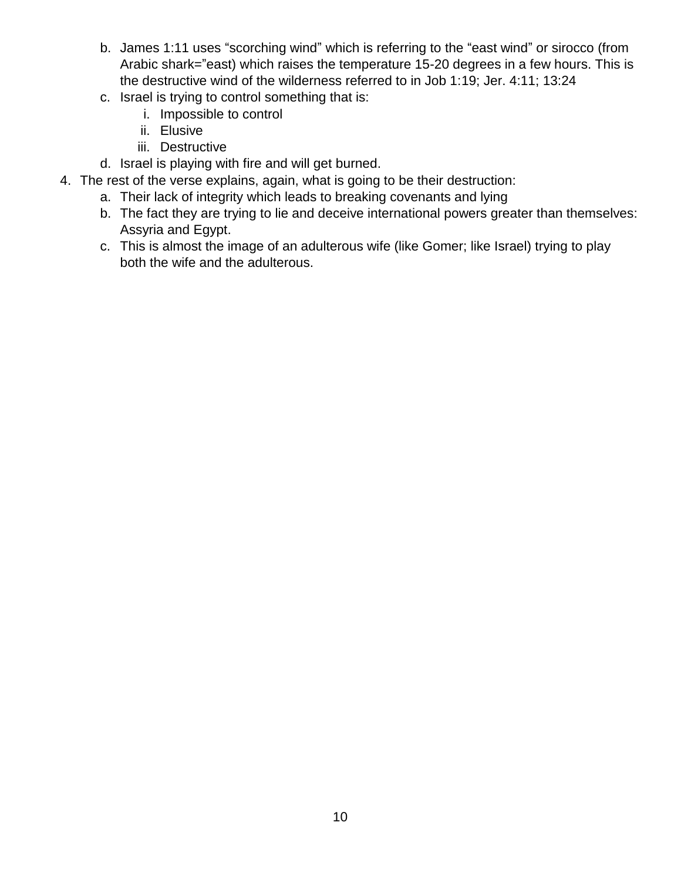b. James 1:11 uses “scorching wind” which is referring to the “east wind” or sirocco (from Arabic shark=”east) which raises the temperature 15-20 degrees in a few hours. This is the destructive wind of the wilderness referred to in Job 1:19; Jer. 4:11; 13:24

c. Israel is trying to control something that is:
   i. Impossible to control
   ii. Elusive
   iii. Destructive

d. Israel is playing with fire and will get burned.

4. The rest of the verse explains, again, what is going to be their destruction:
   a. Their lack of integrity which leads to breaking covenants and lying
   b. The fact they are trying to lie and deceive international powers greater than themselves: Assyria and Egypt.
   c. This is almost the image of an adulterous wife (like Gomer; like Israel) trying to play both the wife and the adulterous.